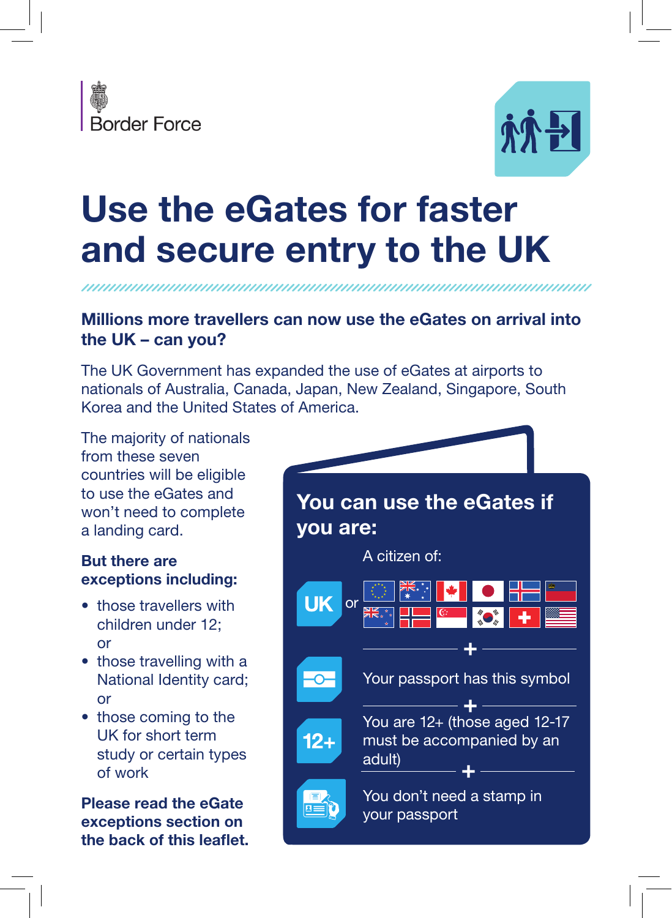Border Force

# Use the eGates for faster and secure entry to the UK

**Millions more travellers can now use the eGates on arrival into the UK – can you?**

The UK Government has expanded the use of eGates at airports to nationals of Australia, Canada, Japan, New Zealand, Singapore, South Korea and the United States of America.

The majority of nationals from these seven countries will be eligible to use the eGates and won't need to complete a landing card.

**But there are exceptions including:**

- those travellers with children under 12; or
- those travelling with a National Identity card; or
- those coming to the UK for short term study or certain types of work

**Please read the eGate exceptions section on the back of this leaflet.**

## You can use the eGates if you are:

A citizen of:

UK or

\+

Your passport has this symbol

\+

12+ You are 12+ (those aged 12-17 must be accompanied by an adult)

\+

You don't need a stamp in your passport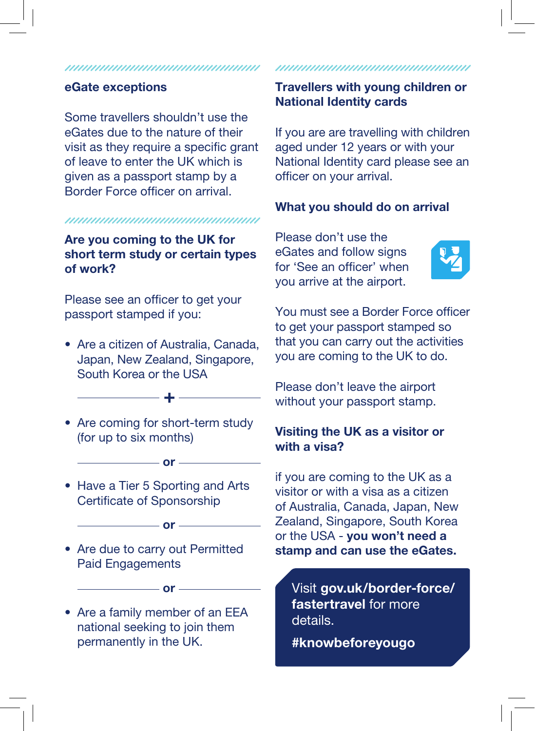## eGate exceptions

Some travellers shouldn't use the eGates due to the nature of their visit as they require a specific grant of leave to enter the UK which is given as a passport stamp by a Border Force officer on arrival.

## Are you coming to the UK for short term study or certain types of work?

Please see an officer to get your passport stamped if you:

- Are a citizen of Australia, Canada, Japan, New Zealand, Singapore, South Korea or the USA

**+**

- Are coming for short-term study (for up to six months)

**or**

- Have a Tier 5 Sporting and Arts Certificate of Sponsorship

**or**

- Are due to carry out Permitted Paid Engagements

**or**

- Are a family member of an EEA national seeking to join them permanently in the UK.

## Travellers with young children or National Identity cards

If you are are travelling with children aged under 12 years or with your National Identity card please see an officer on your arrival.

## What you should do on arrival

Please don't use the eGates and follow signs for 'See an officer' when you arrive at the airport.

You must see a Border Force officer to get your passport stamped so that you can carry out the activities you are coming to the UK to do.

Please don't leave the airport without your passport stamp.

## Visiting the UK as a visitor or with a visa?

if you are coming to the UK as a visitor or with a visa as a citizen of Australia, Canada, Japan, New Zealand, Singapore, South Korea or the USA - **you won't need a stamp and can use the eGates.**

Visit **gov.uk/border-force/fastertravel** for more details.

**#knowbeforeyougo**